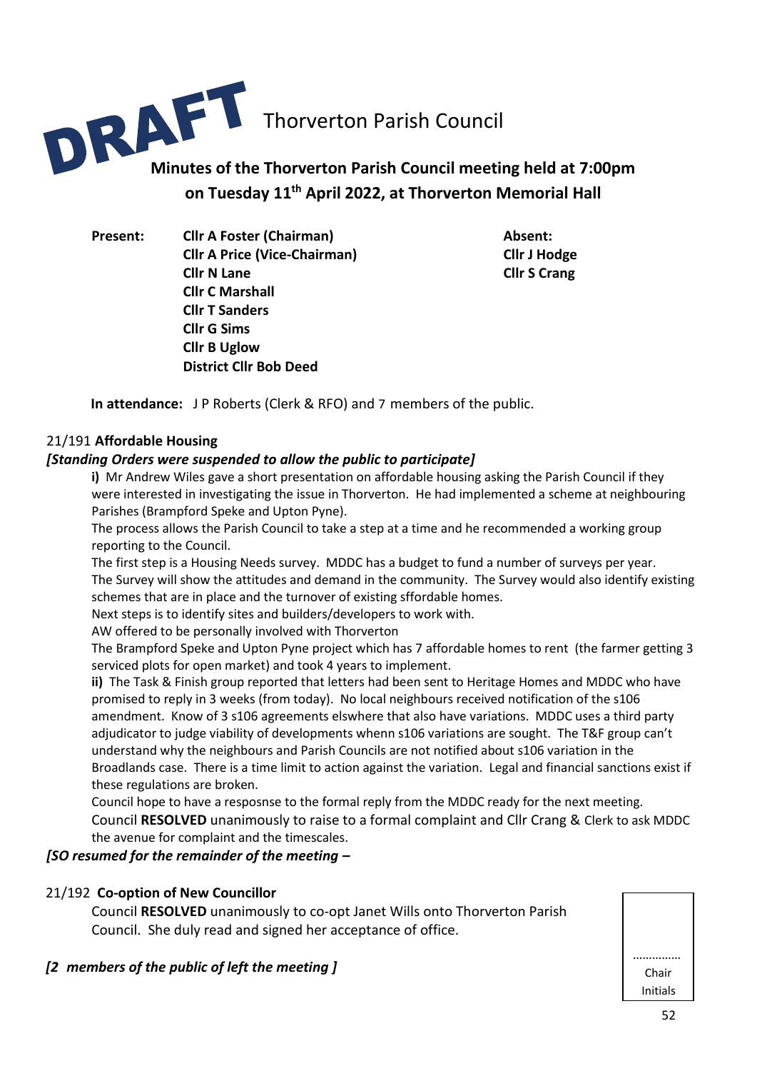DRAFT

# Thorverton Parish Council

## Minutes of the Thorverton Parish Council meeting held at 7:00pm on Tuesday 11th April 2022, at Thorverton Memorial Hall

| **Present:** | | **Absent:** |
|---|---|---|
| | **Cllr A Foster (Chairman)** | **Cllr J Hodge** |
| | **Cllr A Price (Vice-Chairman)** | **Cllr S Crang** |
| | **Cllr N Lane** | |
| | **Cllr C Marshall** | |
| | **Cllr T Sanders** | |
| | **Cllr G Sims** | |
| | **Cllr B Uglow** | |
| | **District Cllr Bob Deed** | |

**In attendance:** J P Roberts (Clerk & RFO) and 7 members of the public.

### 21/191 **Affordable Housing**

***[Standing Orders were suspended to allow the public to participate]***

**i)** Mr Andrew Wiles gave a short presentation on affordable housing asking the Parish Council if they were interested in investigating the issue in Thorverton. He had implemented a scheme at neighbouring Parishes (Brampford Speke and Upton Pyne).

The process allows the Parish Council to take a step at a time and he recommended a working group reporting to the Council.

The first step is a Housing Needs survey. MDDC has a budget to fund a number of surveys per year.

The Survey will show the attitudes and demand in the community. The Survey would also identify existing schemes that are in place and the turnover of existing sffordable homes.

Next steps is to identify sites and builders/developers to work with.

AW offered to be personally involved with Thorverton

The Brampford Speke and Upton Pyne project which has 7 affordable homes to rent (the farmer getting 3 serviced plots for open market) and took 4 years to implement.

**ii)** The Task & Finish group reported that letters had been sent to Heritage Homes and MDDC who have promised to reply in 3 weeks (from today). No local neighbours received notification of the s106 amendment. Know of 3 s106 agreements elswhere that also have variations. MDDC uses a third party adjudicator to judge viability of developments whenn s106 variations are sought. The T&F group can't understand why the neighbours and Parish Councils are not notified about s106 variation in the Broadlands case. There is a time limit to action against the variation. Legal and financial sanctions exist if these regulations are broken.

Council hope to have a resposnse to the formal reply from the MDDC ready for the next meeting.

Council **RESOLVED** unanimously to raise to a formal complaint and Cllr Crang & Clerk to ask MDDC the avenue for complaint and the timescales.

***[SO resumed for the remainder of the meeting –***

### 21/192 **Co-option of New Councillor**

Council **RESOLVED** unanimously to co-opt Janet Wills onto Thorverton Parish Council. She duly read and signed her acceptance of office.

***[2 members of the public of left the meeting ]***

……………
Chair
Initials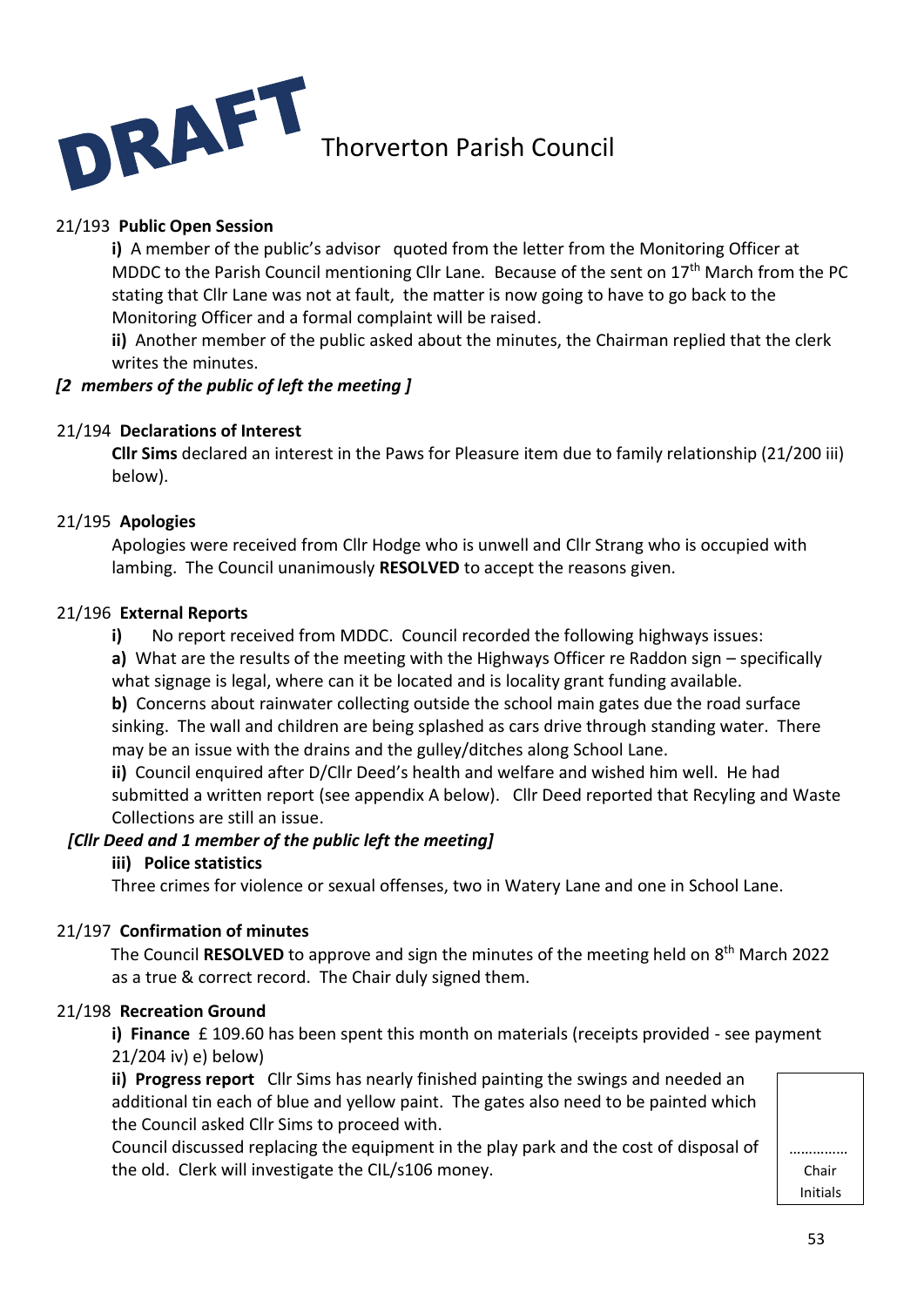DRAFT

# Thorverton Parish Council

21/193 **Public Open Session**

**i)** A member of the public's advisor quoted from the letter from the Monitoring Officer at MDDC to the Parish Council mentioning Cllr Lane. Because of the sent on 17th March from the PC stating that Cllr Lane was not at fault, the matter is now going to have to go back to the Monitoring Officer and a formal complaint will be raised.

**ii)** Another member of the public asked about the minutes, the Chairman replied that the clerk writes the minutes.

***[2 members of the public of left the meeting ]***

21/194 **Declarations of Interest**

**Cllr Sims** declared an interest in the Paws for Pleasure item due to family relationship (21/200 iii) below).

21/195 **Apologies**

Apologies were received from Cllr Hodge who is unwell and Cllr Strang who is occupied with lambing. The Council unanimously **RESOLVED** to accept the reasons given.

21/196 **External Reports**

**i)** No report received from MDDC. Council recorded the following highways issues:

**a)** What are the results of the meeting with the Highways Officer re Raddon sign – specifically what signage is legal, where can it be located and is locality grant funding available.

**b)** Concerns about rainwater collecting outside the school main gates due the road surface sinking. The wall and children are being splashed as cars drive through standing water. There may be an issue with the drains and the gulley/ditches along School Lane.

**ii)** Council enquired after D/Cllr Deed's health and welfare and wished him well. He had submitted a written report (see appendix A below). Cllr Deed reported that Recyling and Waste Collections are still an issue.

***[Cllr Deed and 1 member of the public left the meeting]***

**iii) Police statistics**

Three crimes for violence or sexual offenses, two in Watery Lane and one in School Lane.

21/197 **Confirmation of minutes**

The Council **RESOLVED** to approve and sign the minutes of the meeting held on 8th March 2022 as a true & correct record. The Chair duly signed them.

21/198 **Recreation Ground**

**i) Finance** £ 109.60 has been spent this month on materials (receipts provided - see payment 21/204 iv) e) below)

**ii) Progress report** Cllr Sims has nearly finished painting the swings and needed an additional tin each of blue and yellow paint. The gates also need to be painted which the Council asked Cllr Sims to proceed with.

Council discussed replacing the equipment in the play park and the cost of disposal of the old. Clerk will investigate the CIL/s106 money.

…………… Chair Initials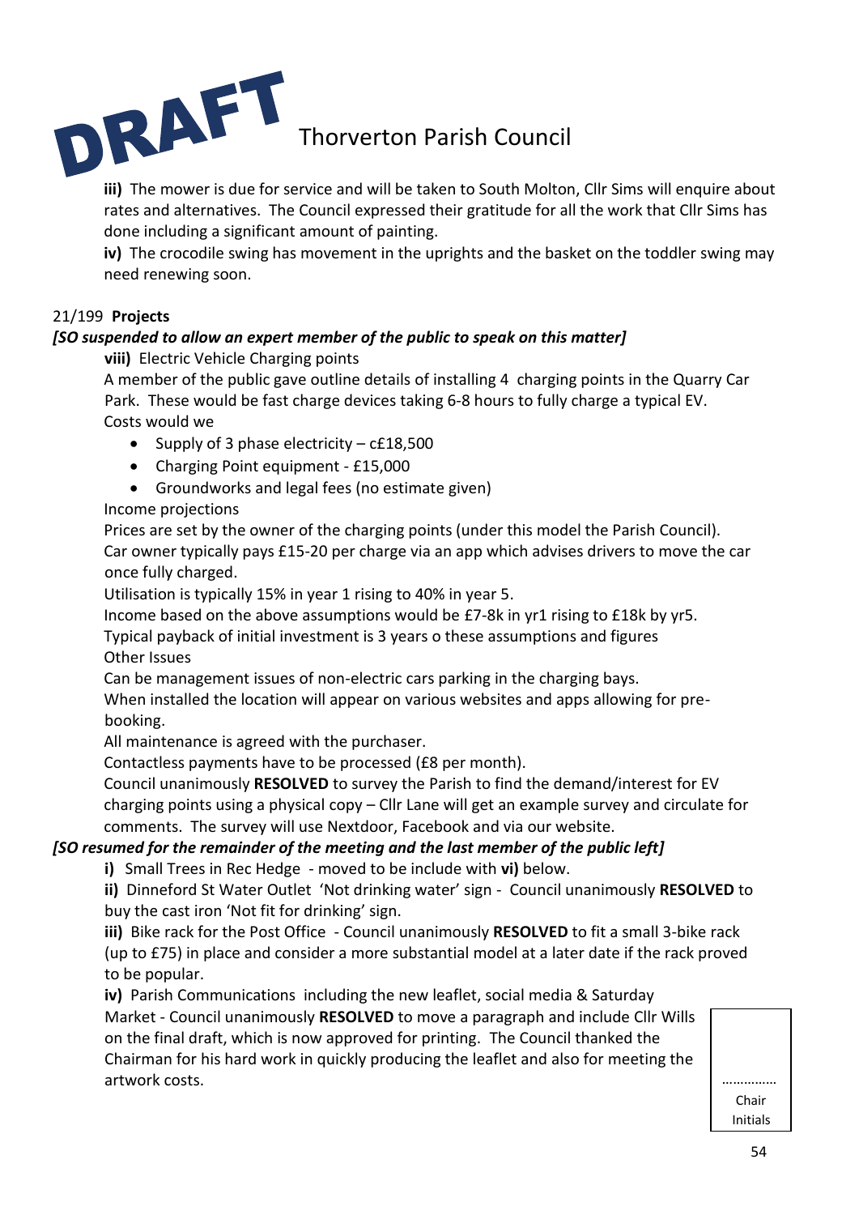**iii)** The mower is due for service and will be taken to South Molton, Cllr Sims will enquire about rates and alternatives. The Council expressed their gratitude for all the work that Cllr Sims has done including a significant amount of painting.

**iv)** The crocodile swing has movement in the uprights and the basket on the toddler swing may need renewing soon.

21/199 **Projects**

***[SO suspended to allow an expert member of the public to speak on this matter]***

**viii)** Electric Vehicle Charging points

A member of the public gave outline details of installing 4 charging points in the Quarry Car Park. These would be fast charge devices taking 6-8 hours to fully charge a typical EV.

Costs would we

- Supply of 3 phase electricity – c£18,500
- Charging Point equipment - £15,000
- Groundworks and legal fees (no estimate given)

Income projections

Prices are set by the owner of the charging points (under this model the Parish Council).

Car owner typically pays £15-20 per charge via an app which advises drivers to move the car once fully charged.

Utilisation is typically 15% in year 1 rising to 40% in year 5.

Income based on the above assumptions would be £7-8k in yr1 rising to £18k by yr5.

Typical payback of initial investment is 3 years o these assumptions and figures

Other Issues

Can be management issues of non-electric cars parking in the charging bays.

When installed the location will appear on various websites and apps allowing for pre-booking.

All maintenance is agreed with the purchaser.

Contactless payments have to be processed (£8 per month).

Council unanimously **RESOLVED** to survey the Parish to find the demand/interest for EV charging points using a physical copy – Cllr Lane will get an example survey and circulate for comments. The survey will use Nextdoor, Facebook and via our website.

***[SO resumed for the remainder of the meeting and the last member of the public left]***

**i)** Small Trees in Rec Hedge - moved to be include with **vi)** below.

**ii)** Dinneford St Water Outlet 'Not drinking water' sign - Council unanimously **RESOLVED** to buy the cast iron 'Not fit for drinking' sign.

**iii)** Bike rack for the Post Office - Council unanimously **RESOLVED** to fit a small 3-bike rack (up to £75) in place and consider a more substantial model at a later date if the rack proved to be popular.

**iv)** Parish Communications including the new leaflet, social media & Saturday Market - Council unanimously **RESOLVED** to move a paragraph and include Cllr Wills on the final draft, which is now approved for printing. The Council thanked the Chairman for his hard work in quickly producing the leaflet and also for meeting the artwork costs.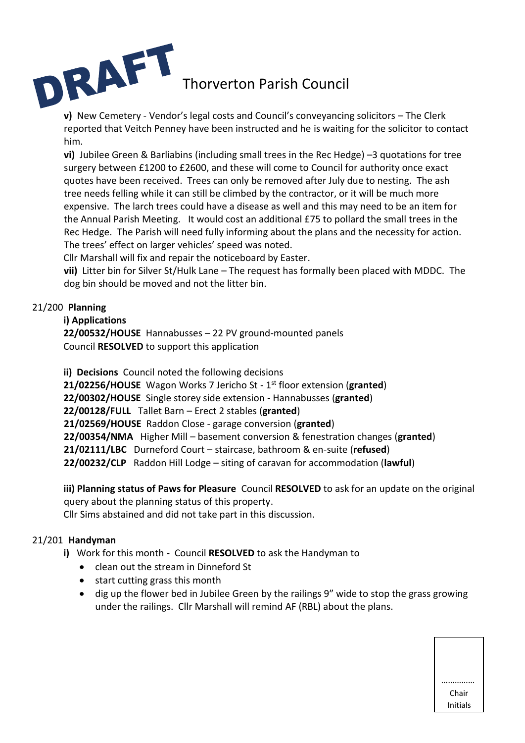**v)** New Cemetery - Vendor's legal costs and Council's conveyancing solicitors – The Clerk reported that Veitch Penney have been instructed and he is waiting for the solicitor to contact him.

**vi)** Jubilee Green & Barliabins (including small trees in the Rec Hedge) –3 quotations for tree surgery between £1200 to £2600, and these will come to Council for authority once exact quotes have been received. Trees can only be removed after July due to nesting. The ash tree needs felling while it can still be climbed by the contractor, or it will be much more expensive. The larch trees could have a disease as well and this may need to be an item for the Annual Parish Meeting. It would cost an additional £75 to pollard the small trees in the Rec Hedge. The Parish will need fully informing about the plans and the necessity for action. The trees' effect on larger vehicles' speed was noted.

Cllr Marshall will fix and repair the noticeboard by Easter.

**vii)** Litter bin for Silver St/Hulk Lane – The request has formally been placed with MDDC. The dog bin should be moved and not the litter bin.

21/200 **Planning**

**i) Applications**

**22/00532/HOUSE** Hannabusses – 22 PV ground-mounted panels
Council **RESOLVED** to support this application

**ii) Decisions** Council noted the following decisions

**21/02256/HOUSE** Wagon Works 7 Jericho St - 1st floor extension (**granted**)
**22/00302/HOUSE** Single storey side extension - Hannabusses (**granted**)
**22/00128/FULL** Tallet Barn – Erect 2 stables (**granted**)
**21/02569/HOUSE** Raddon Close - garage conversion (**granted**)
**22/00354/NMA** Higher Mill – basement conversion & fenestration changes (**granted**)
**21/02111/LBC** Durneford Court – staircase, bathroom & en-suite (**refused**)
**22/00232/CLP** Raddon Hill Lodge – siting of caravan for accommodation (**lawful**)

**iii) Planning status of Paws for Pleasure** Council **RESOLVED** to ask for an update on the original query about the planning status of this property.
Cllr Sims abstained and did not take part in this discussion.

21/201 **Handyman**

**i)** Work for this month **-** Council **RESOLVED** to ask the Handyman to

- clean out the stream in Dinneford St
- start cutting grass this month
- dig up the flower bed in Jubilee Green by the railings 9" wide to stop the grass growing under the railings. Cllr Marshall will remind AF (RBL) about the plans.

…………
Chair Initials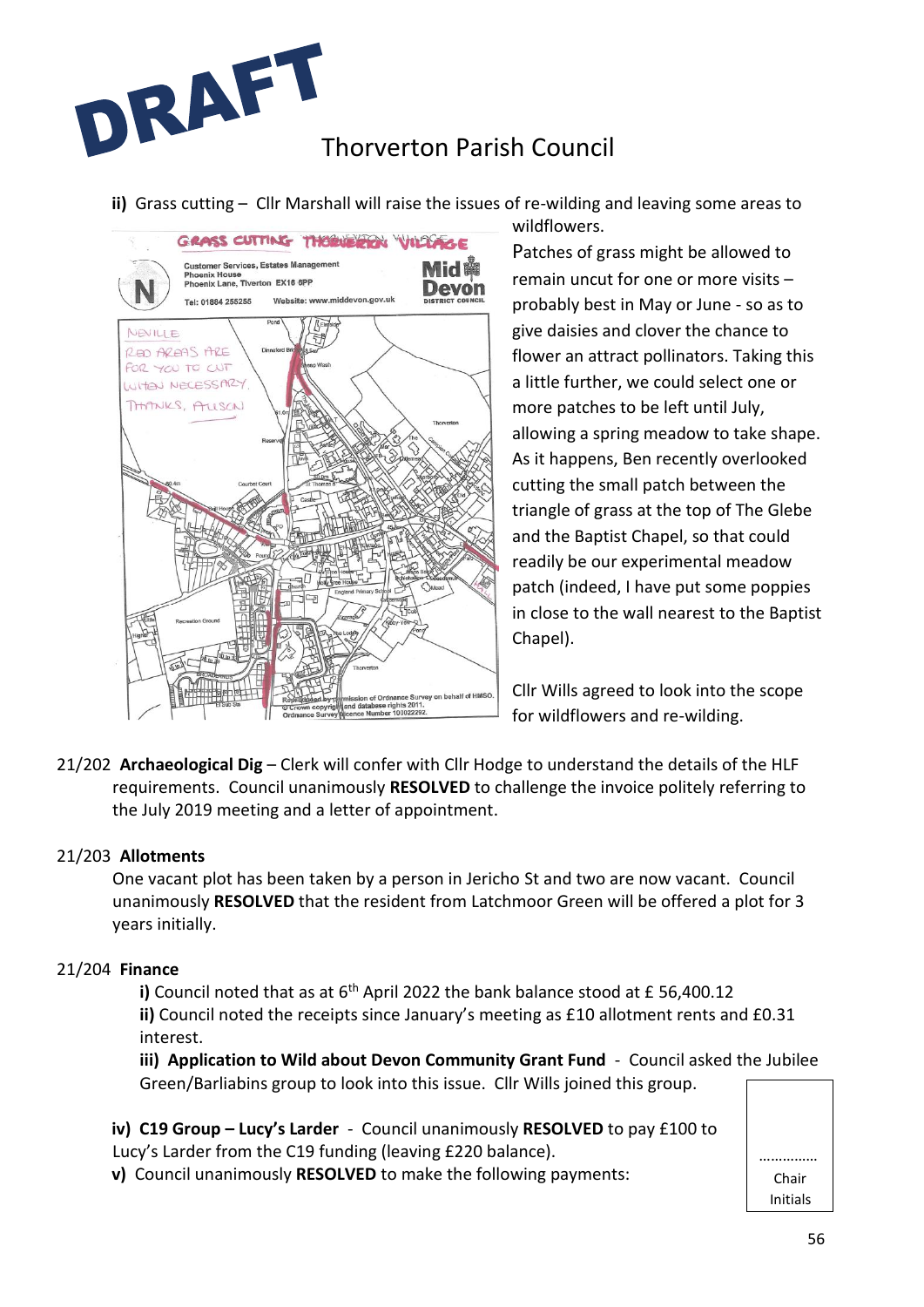DRAFT

Thorverton Parish Council

**ii)** Grass cutting – Cllr Marshall will raise the issues of re-wilding and leaving some areas to wildflowers.

Patches of grass might be allowed to remain uncut for one or more visits – probably best in May or June - so as to give daisies and clover the chance to flower an attract pollinators. Taking this a little further, we could select one or more patches to be left until July, allowing a spring meadow to take shape. As it happens, Ben recently overlooked cutting the small patch between the triangle of grass at the top of The Glebe and the Baptist Chapel, so that could readily be our experimental meadow patch (indeed, I have put some poppies in close to the wall nearest to the Baptist Chapel).

Cllr Wills agreed to look into the scope for wildflowers and re-wilding.

21/202 **Archaeological Dig** – Clerk will confer with Cllr Hodge to understand the details of the HLF requirements. Council unanimously **RESOLVED** to challenge the invoice politely referring to the July 2019 meeting and a letter of appointment.

21/203 **Allotments**

One vacant plot has been taken by a person in Jericho St and two are now vacant. Council unanimously **RESOLVED** that the resident from Latchmoor Green will be offered a plot for 3 years initially.

21/204 **Finance**

**i)** Council noted that as at 6th April 2022 the bank balance stood at £ 56,400.12

**ii)** Council noted the receipts since January's meeting as £10 allotment rents and £0.31 interest.

**iii) Application to Wild about Devon Community Grant Fund** - Council asked the Jubilee Green/Barliabins group to look into this issue. Cllr Wills joined this group.

**iv) C19 Group – Lucy's Larder** - Council unanimously **RESOLVED** to pay £100 to Lucy's Larder from the C19 funding (leaving £220 balance).

**v)** Council unanimously **RESOLVED** to make the following payments:

…………… Chair Initials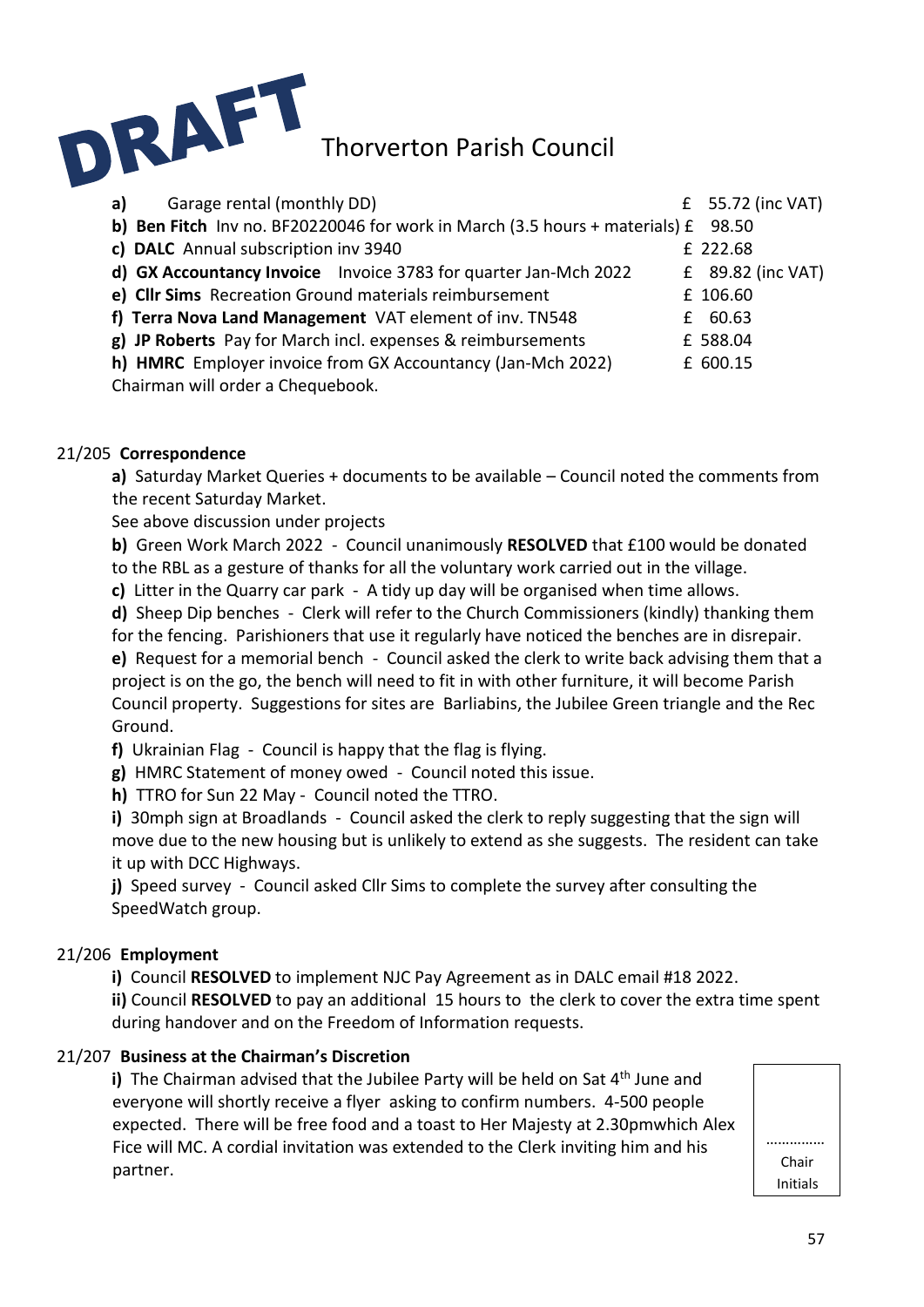DRAFT

# Thorverton Parish Council

| | | |
|---|---|---|
| **a)** | Garage rental (monthly DD) | £ 55.72 (inc VAT) |
| **b)** | **Ben Fitch** Inv no. BF20220046 for work in March (3.5 hours + materials) | £ 98.50 |
| **c)** | **DALC** Annual subscription inv 3940 | £ 222.68 |
| **d)** | **GX Accountancy Invoice** Invoice 3783 for quarter Jan-Mch 2022 | £ 89.82 (inc VAT) |
| **e)** | **Cllr Sims** Recreation Ground materials reimbursement | £ 106.60 |
| **f)** | **Terra Nova Land Management** VAT element of inv. TN548 | £ 60.63 |
| **g)** | **JP Roberts** Pay for March incl. expenses & reimbursements | £ 588.04 |
| **h)** | **HMRC** Employer invoice from GX Accountancy (Jan-Mch 2022) | £ 600.15 |

Chairman will order a Chequebook.

21/205 **Correspondence**

**a)** Saturday Market Queries + documents to be available – Council noted the comments from the recent Saturday Market.

See above discussion under projects

**b)** Green Work March 2022 - Council unanimously **RESOLVED** that £100 would be donated to the RBL as a gesture of thanks for all the voluntary work carried out in the village.

**c)** Litter in the Quarry car park - A tidy up day will be organised when time allows.

**d)** Sheep Dip benches - Clerk will refer to the Church Commissioners (kindly) thanking them for the fencing. Parishioners that use it regularly have noticed the benches are in disrepair.

**e)** Request for a memorial bench - Council asked the clerk to write back advising them that a project is on the go, the bench will need to fit in with other furniture, it will become Parish Council property. Suggestions for sites are Barliabins, the Jubilee Green triangle and the Rec Ground.

**f)** Ukrainian Flag - Council is happy that the flag is flying.

**g)** HMRC Statement of money owed - Council noted this issue.

**h)** TTRO for Sun 22 May - Council noted the TTRO.

**i)** 30mph sign at Broadlands - Council asked the clerk to reply suggesting that the sign will move due to the new housing but is unlikely to extend as she suggests. The resident can take it up with DCC Highways.

**j)** Speed survey - Council asked Cllr Sims to complete the survey after consulting the SpeedWatch group.

21/206 **Employment**

**i)** Council **RESOLVED** to implement NJC Pay Agreement as in DALC email #18 2022.

**ii)** Council **RESOLVED** to pay an additional 15 hours to the clerk to cover the extra time spent during handover and on the Freedom of Information requests.

21/207 **Business at the Chairman's Discretion**

**i)** The Chairman advised that the Jubilee Party will be held on Sat 4th June and everyone will shortly receive a flyer asking to confirm numbers. 4-500 people expected. There will be free food and a toast to Her Majesty at 2.30pmwhich Alex Fice will MC. A cordial invitation was extended to the Clerk inviting him and his partner.

…………… Chair Initials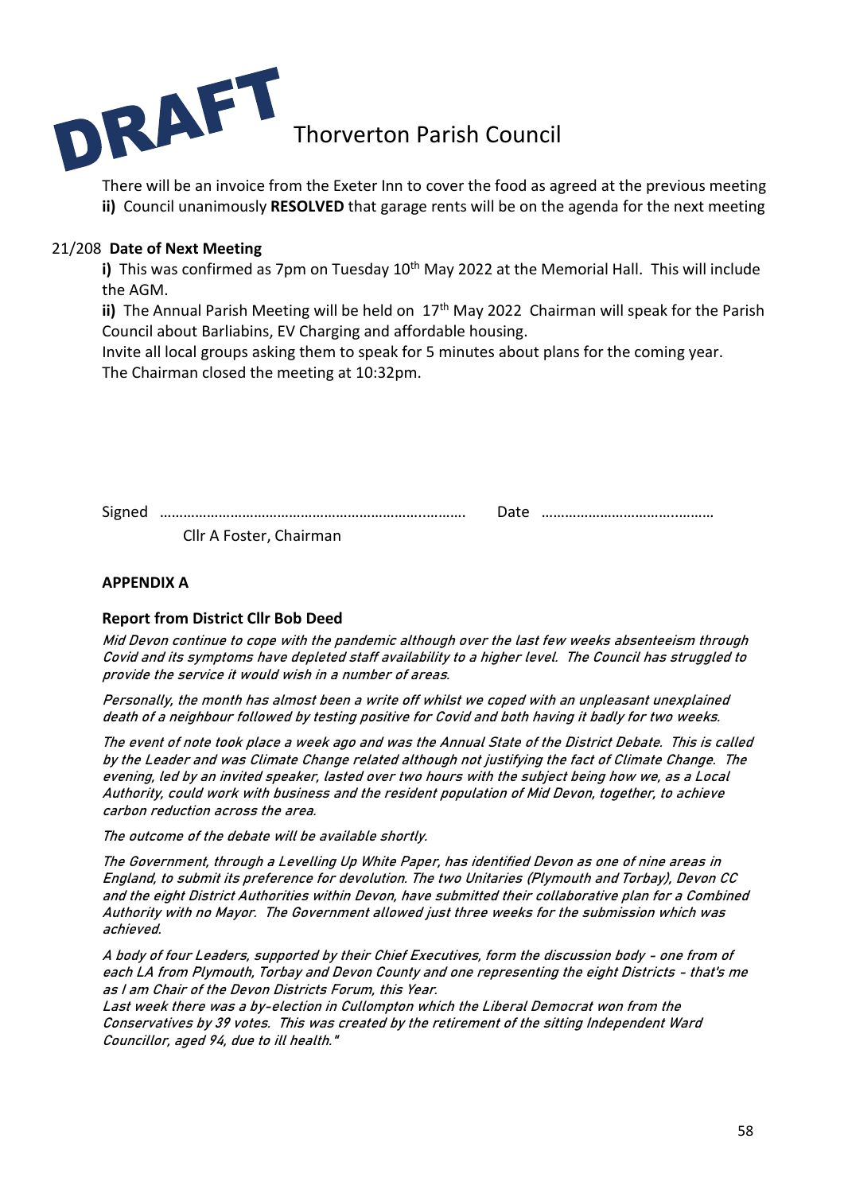DRAFT

# Thorverton Parish Council

There will be an invoice from the Exeter Inn to cover the food as agreed at the previous meeting

**ii)** Council unanimously **RESOLVED** that garage rents will be on the agenda for the next meeting

21/208 **Date of Next Meeting**

**i)** This was confirmed as 7pm on Tuesday 10th May 2022 at the Memorial Hall. This will include the AGM.

**ii)** The Annual Parish Meeting will be held on 17th May 2022 Chairman will speak for the Parish Council about Barliabins, EV Charging and affordable housing.

Invite all local groups asking them to speak for 5 minutes about plans for the coming year.

The Chairman closed the meeting at 10:32pm.

Signed ………………………………………………………………….……… Date ……………………………….……

Cllr A Foster, Chairman

**APPENDIX A**

**Report from District Cllr Bob Deed**

*Mid Devon continue to cope with the pandemic although over the last few weeks absenteeism through Covid and its symptoms have depleted staff availability to a higher level. The Council has struggled to provide the service it would wish in a number of areas.*

*Personally, the month has almost been a write off whilst we coped with an unpleasant unexplained death of a neighbour followed by testing positive for Covid and both having it badly for two weeks.*

*The event of note took place a week ago and was the Annual State of the District Debate. This is called by the Leader and was Climate Change related although not justifying the fact of Climate Change. The evening, led by an invited speaker, lasted over two hours with the subject being how we, as a Local Authority, could work with business and the resident population of Mid Devon, together, to achieve carbon reduction across the area.*

*The outcome of the debate will be available shortly.*

*The Government, through a Levelling Up White Paper, has identified Devon as one of nine areas in England, to submit its preference for devolution. The two Unitaries (Plymouth and Torbay), Devon CC and the eight District Authorities within Devon, have submitted their collaborative plan for a Combined Authority with no Mayor. The Government allowed just three weeks for the submission which was achieved.*

*A body of four Leaders, supported by their Chief Executives, form the discussion body - one from of each LA from Plymouth, Torbay and Devon County and one representing the eight Districts - that's me as I am Chair of the Devon Districts Forum, this Year.*
*Last week there was a by-election in Cullompton which the Liberal Democrat won from the Conservatives by 39 votes. This was created by the retirement of the sitting Independent Ward Councillor, aged 94, due to ill health."*